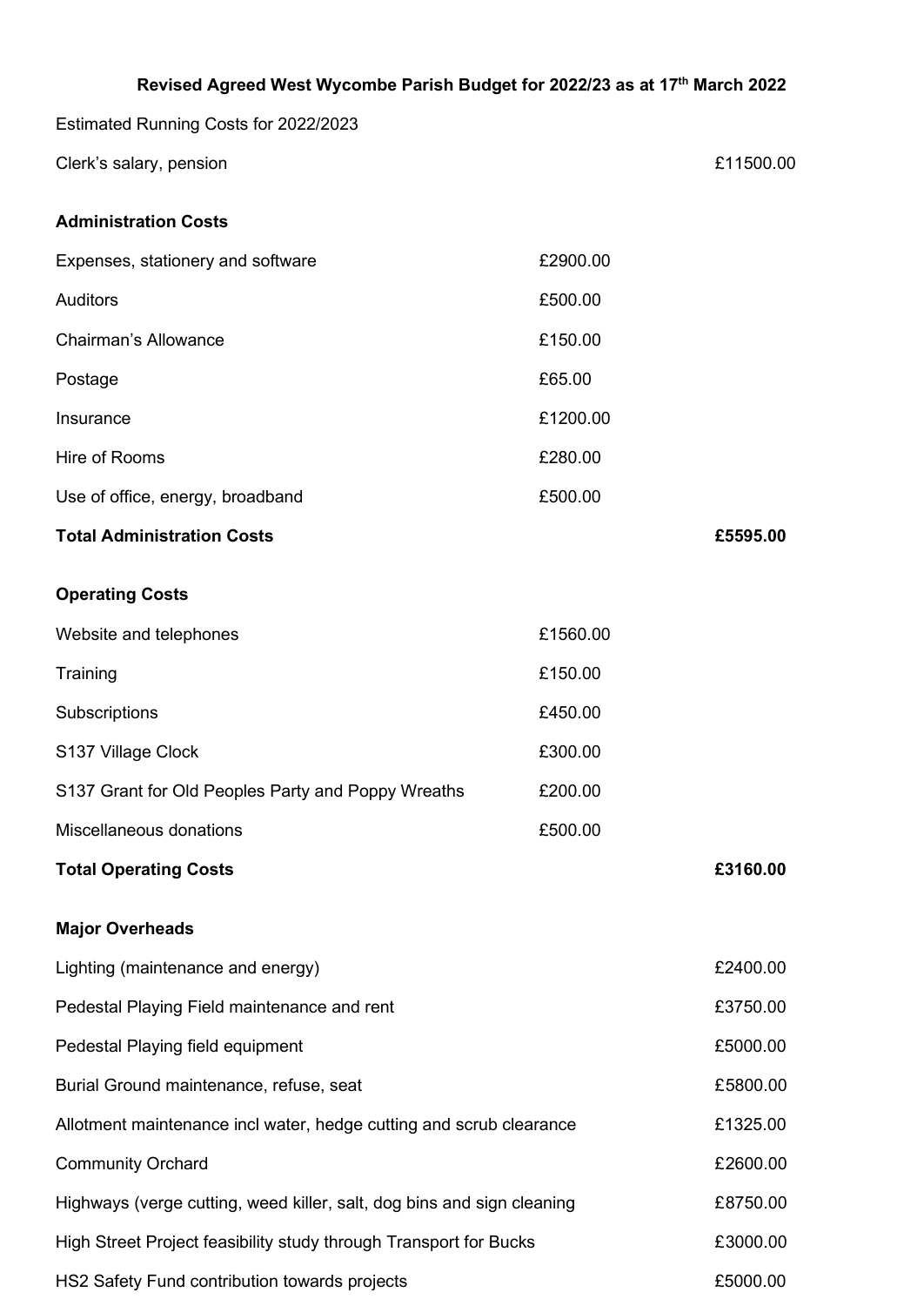**Revised Agreed West Wycombe Parish Budget for 2022/23 as at 17th March 2022**

Estimated Running Costs for 2022/2023

| | | |
|---|---|---|
| Clerk's salary, pension | | £11500.00 |
| **Administration Costs** | | |
| Expenses, stationery and software | £2900.00 | |
| Auditors | £500.00 | |
| Chairman's Allowance | £150.00 | |
| Postage | £65.00 | |
| Insurance | £1200.00 | |
| Hire of Rooms | £280.00 | |
| Use of office, energy, broadband | £500.00 | |
| **Total Administration Costs** | | **£5595.00** |
| **Operating Costs** | | |
| Website and telephones | £1560.00 | |
| Training | £150.00 | |
| Subscriptions | £450.00 | |
| S137 Village Clock | £300.00 | |
| S137 Grant for Old Peoples Party and Poppy Wreaths | £200.00 | |
| Miscellaneous donations | £500.00 | |
| **Total Operating Costs** | | **£3160.00** |
| **Major Overheads** | | |
| Lighting (maintenance and energy) | | £2400.00 |
| Pedestal Playing Field maintenance and rent | | £3750.00 |
| Pedestal Playing field equipment | | £5000.00 |
| Burial Ground maintenance, refuse, seat | | £5800.00 |
| Allotment maintenance incl water, hedge cutting and scrub clearance | | £1325.00 |
| Community Orchard | | £2600.00 |
| Highways (verge cutting, weed killer, salt, dog bins and sign cleaning | | £8750.00 |
| High Street Project feasibility study through Transport for Bucks | | £3000.00 |
| HS2 Safety Fund contribution towards projects | | £5000.00 |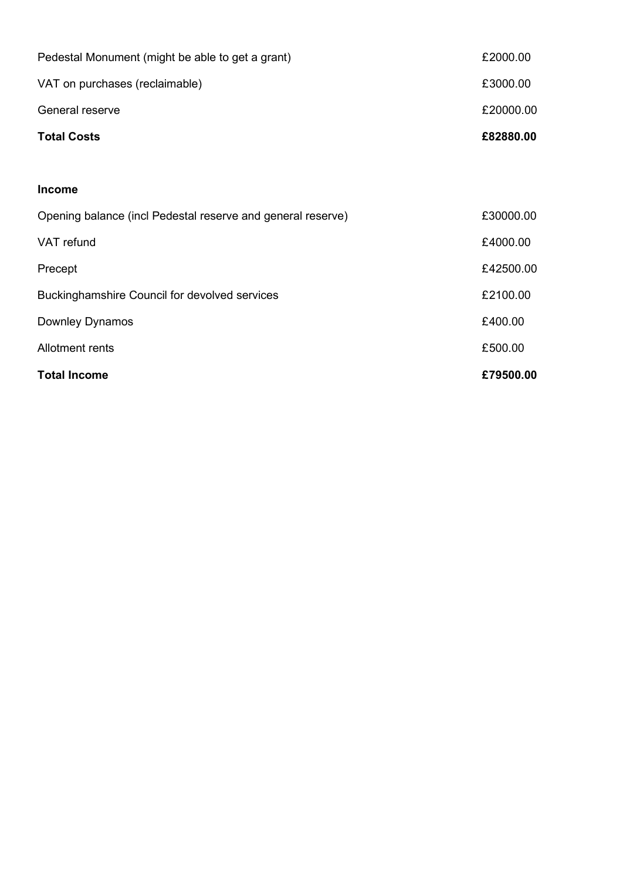| | |
|---|---|
| Pedestal Monument (might be able to get a grant) | £2000.00 |
| VAT on purchases (reclaimable) | £3000.00 |
| General reserve | £20000.00 |
| **Total Costs** | **£82880.00** |

**Income**

| | |
|---|---|
| Opening balance (incl Pedestal reserve and general reserve) | £30000.00 |
| VAT refund | £4000.00 |
| Precept | £42500.00 |
| Buckinghamshire Council for devolved services | £2100.00 |
| Downley Dynamos | £400.00 |
| Allotment rents | £500.00 |
| **Total Income** | **£79500.00** |